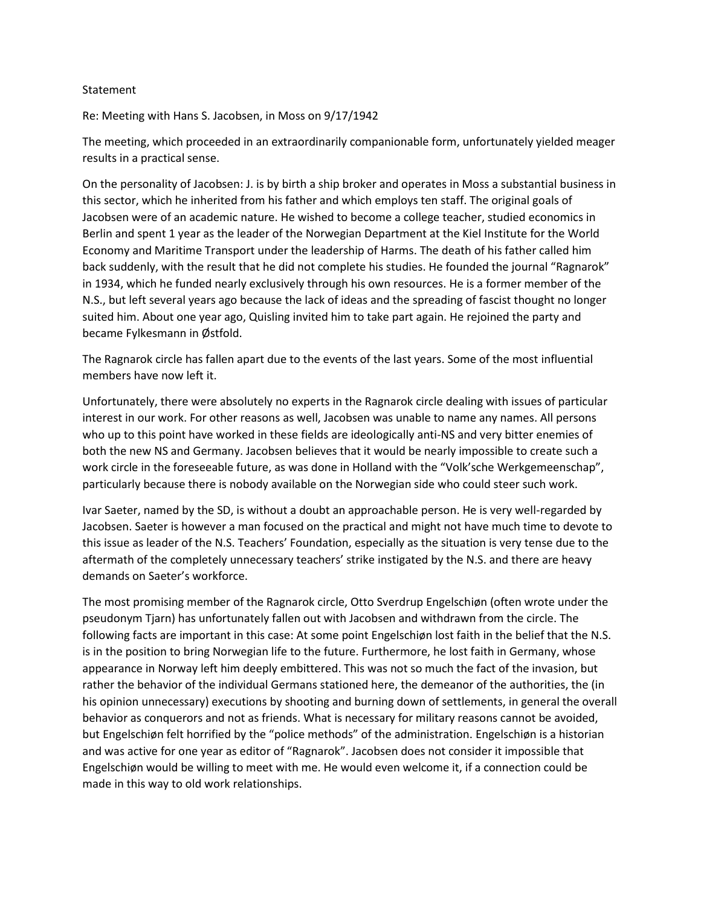Statement

Re: Meeting with Hans S. Jacobsen, in Moss on 9/17/1942

The meeting, which proceeded in an extraordinarily companionable form, unfortunately yielded meager results in a practical sense.

On the personality of Jacobsen: J. is by birth a ship broker and operates in Moss a substantial business in this sector, which he inherited from his father and which employs ten staff. The original goals of Jacobsen were of an academic nature. He wished to become a college teacher, studied economics in Berlin and spent 1 year as the leader of the Norwegian Department at the Kiel Institute for the World Economy and Maritime Transport under the leadership of Harms. The death of his father called him back suddenly, with the result that he did not complete his studies. He founded the journal "Ragnarok" in 1934, which he funded nearly exclusively through his own resources. He is a former member of the N.S., but left several years ago because the lack of ideas and the spreading of fascist thought no longer suited him. About one year ago, Quisling invited him to take part again. He rejoined the party and became Fylkesmann in Østfold.

The Ragnarok circle has fallen apart due to the events of the last years. Some of the most influential members have now left it.

Unfortunately, there were absolutely no experts in the Ragnarok circle dealing with issues of particular interest in our work. For other reasons as well, Jacobsen was unable to name any names. All persons who up to this point have worked in these fields are ideologically anti-NS and very bitter enemies of both the new NS and Germany. Jacobsen believes that it would be nearly impossible to create such a work circle in the foreseeable future, as was done in Holland with the "Volk'sche Werkgemeenschap", particularly because there is nobody available on the Norwegian side who could steer such work.

Ivar Saeter, named by the SD, is without a doubt an approachable person. He is very well-regarded by Jacobsen. Saeter is however a man focused on the practical and might not have much time to devote to this issue as leader of the N.S. Teachers' Foundation, especially as the situation is very tense due to the aftermath of the completely unnecessary teachers' strike instigated by the N.S. and there are heavy demands on Saeter's workforce.

The most promising member of the Ragnarok circle, Otto Sverdrup Engelschiøn (often wrote under the pseudonym Tjarn) has unfortunately fallen out with Jacobsen and withdrawn from the circle. The following facts are important in this case: At some point Engelschiøn lost faith in the belief that the N.S. is in the position to bring Norwegian life to the future. Furthermore, he lost faith in Germany, whose appearance in Norway left him deeply embittered. This was not so much the fact of the invasion, but rather the behavior of the individual Germans stationed here, the demeanor of the authorities, the (in his opinion unnecessary) executions by shooting and burning down of settlements, in general the overall behavior as conquerors and not as friends. What is necessary for military reasons cannot be avoided, but Engelschiøn felt horrified by the "police methods" of the administration. Engelschiøn is a historian and was active for one year as editor of "Ragnarok". Jacobsen does not consider it impossible that Engelschiøn would be willing to meet with me. He would even welcome it, if a connection could be made in this way to old work relationships.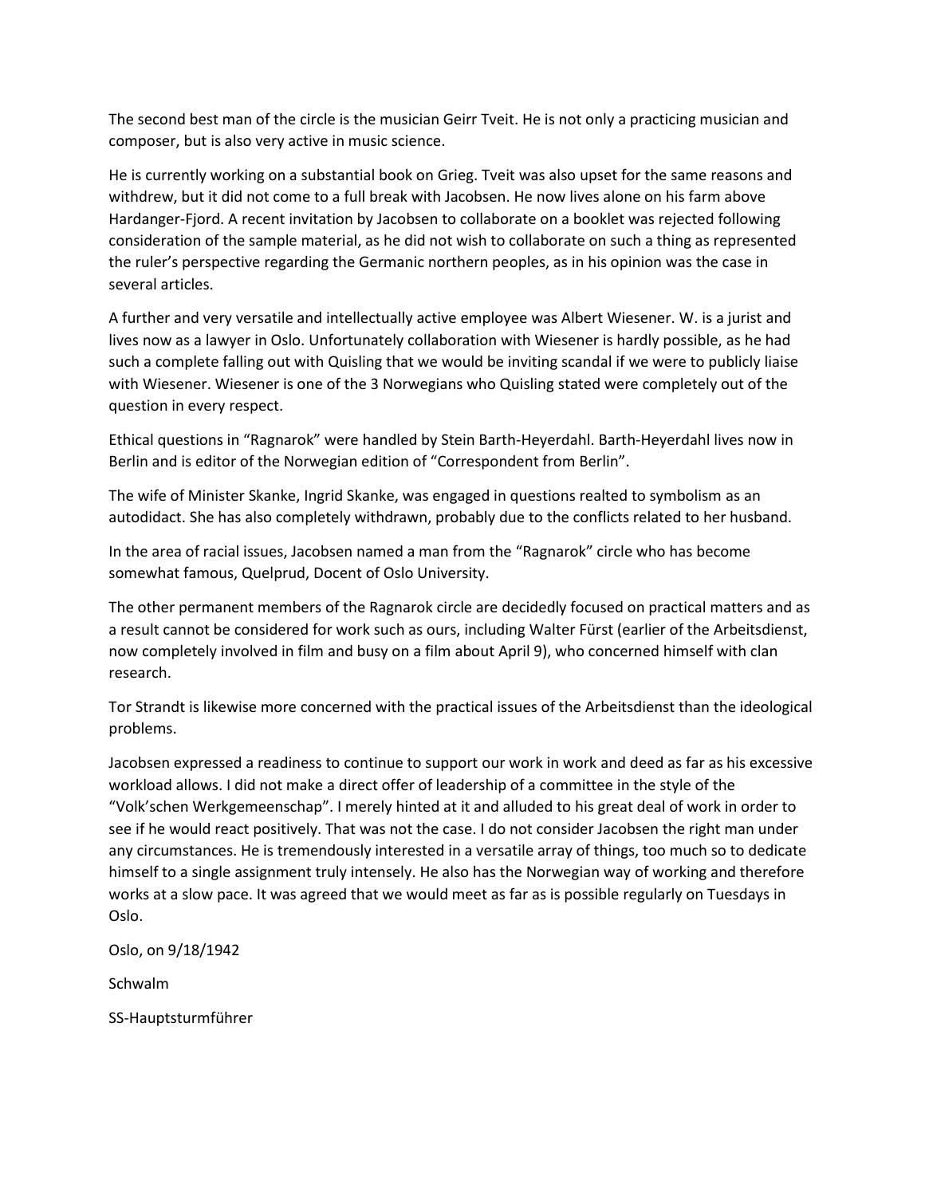The second best man of the circle is the musician Geirr Tveit. He is not only a practicing musician and composer, but is also very active in music science.

He is currently working on a substantial book on Grieg. Tveit was also upset for the same reasons and withdrew, but it did not come to a full break with Jacobsen. He now lives alone on his farm above Hardanger-Fjord. A recent invitation by Jacobsen to collaborate on a booklet was rejected following consideration of the sample material, as he did not wish to collaborate on such a thing as represented the ruler's perspective regarding the Germanic northern peoples, as in his opinion was the case in several articles.

A further and very versatile and intellectually active employee was Albert Wiesener. W. is a jurist and lives now as a lawyer in Oslo. Unfortunately collaboration with Wiesener is hardly possible, as he had such a complete falling out with Quisling that we would be inviting scandal if we were to publicly liaise with Wiesener. Wiesener is one of the 3 Norwegians who Quisling stated were completely out of the question in every respect.

Ethical questions in "Ragnarok" were handled by Stein Barth-Heyerdahl. Barth-Heyerdahl lives now in Berlin and is editor of the Norwegian edition of "Correspondent from Berlin".

The wife of Minister Skanke, Ingrid Skanke, was engaged in questions realted to symbolism as an autodidact. She has also completely withdrawn, probably due to the conflicts related to her husband.

In the area of racial issues, Jacobsen named a man from the "Ragnarok" circle who has become somewhat famous, Quelprud, Docent of Oslo University.

The other permanent members of the Ragnarok circle are decidedly focused on practical matters and as a result cannot be considered for work such as ours, including Walter Fürst (earlier of the Arbeitsdienst, now completely involved in film and busy on a film about April 9), who concerned himself with clan research.

Tor Strandt is likewise more concerned with the practical issues of the Arbeitsdienst than the ideological problems.

Jacobsen expressed a readiness to continue to support our work in work and deed as far as his excessive workload allows. I did not make a direct offer of leadership of a committee in the style of the "Volk'schen Werkgemeenschap". I merely hinted at it and alluded to his great deal of work in order to see if he would react positively. That was not the case. I do not consider Jacobsen the right man under any circumstances. He is tremendously interested in a versatile array of things, too much so to dedicate himself to a single assignment truly intensely. He also has the Norwegian way of working and therefore works at a slow pace. It was agreed that we would meet as far as is possible regularly on Tuesdays in Oslo.

Oslo, on 9/18/1942

Schwalm

SS-Hauptsturmführer